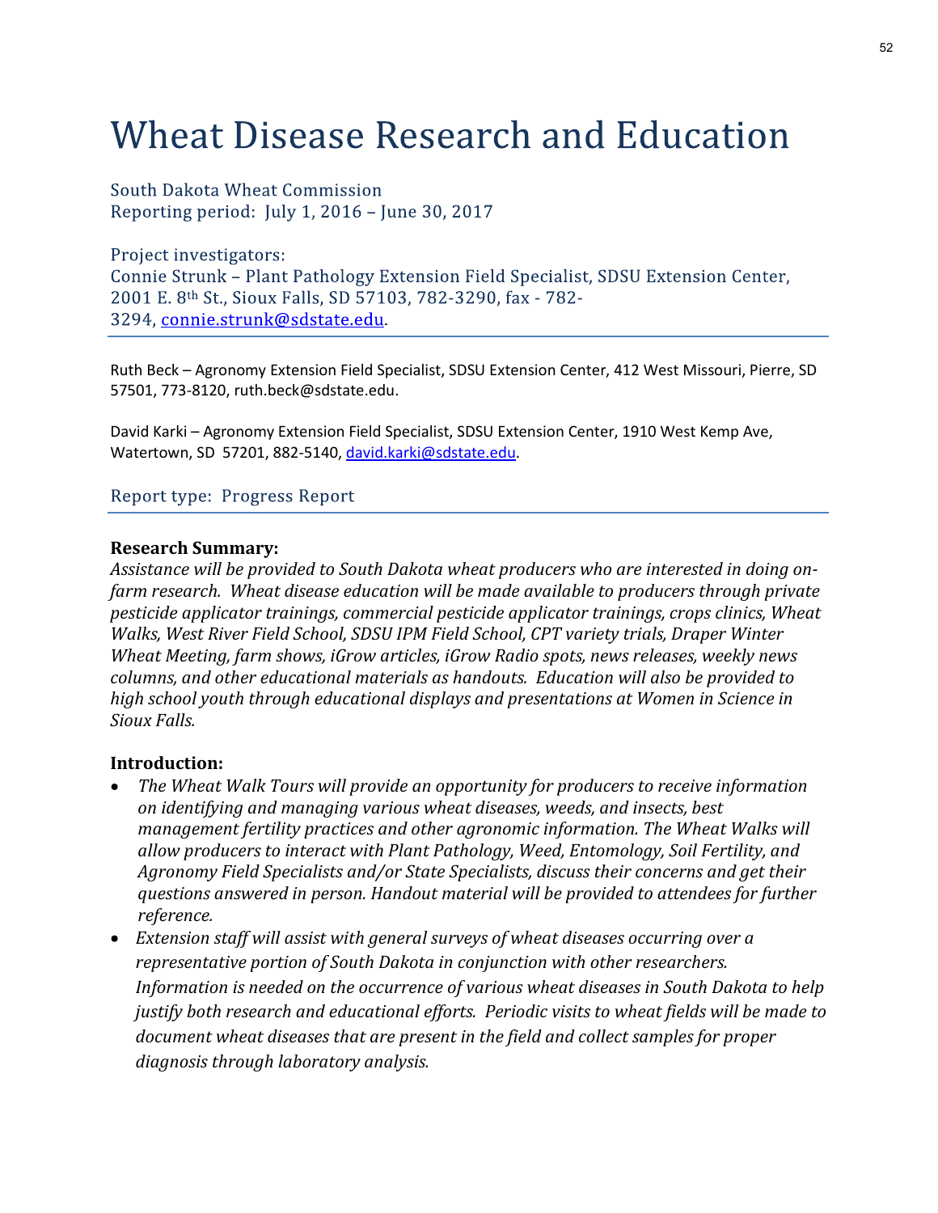# Wheat Disease Research and Education

South Dakota Wheat Commission
Reporting period: July 1, 2016 – June 30, 2017

Project investigators:
Connie Strunk – Plant Pathology Extension Field Specialist, SDSU Extension Center, 2001 E. 8th St., Sioux Falls, SD 57103, 782-3290, fax - 782-3294, connie.strunk@sdstate.edu.

Ruth Beck – Agronomy Extension Field Specialist, SDSU Extension Center, 412 West Missouri, Pierre, SD 57501, 773-8120, ruth.beck@sdstate.edu.

David Karki – Agronomy Extension Field Specialist, SDSU Extension Center, 1910 West Kemp Ave, Watertown, SD 57201, 882-5140, david.karki@sdstate.edu.

Report type: Progress Report

**Research Summary:**

*Assistance will be provided to South Dakota wheat producers who are interested in doing on-farm research. Wheat disease education will be made available to producers through private pesticide applicator trainings, commercial pesticide applicator trainings, crops clinics, Wheat Walks, West River Field School, SDSU IPM Field School, CPT variety trials, Draper Winter Wheat Meeting, farm shows, iGrow articles, iGrow Radio spots, news releases, weekly news columns, and other educational materials as handouts. Education will also be provided to high school youth through educational displays and presentations at Women in Science in Sioux Falls.*

**Introduction:**

- *The Wheat Walk Tours will provide an opportunity for producers to receive information on identifying and managing various wheat diseases, weeds, and insects, best management fertility practices and other agronomic information. The Wheat Walks will allow producers to interact with Plant Pathology, Weed, Entomology, Soil Fertility, and Agronomy Field Specialists and/or State Specialists, discuss their concerns and get their questions answered in person. Handout material will be provided to attendees for further reference.*
- *Extension staff will assist with general surveys of wheat diseases occurring over a representative portion of South Dakota in conjunction with other researchers. Information is needed on the occurrence of various wheat diseases in South Dakota to help justify both research and educational efforts. Periodic visits to wheat fields will be made to document wheat diseases that are present in the field and collect samples for proper diagnosis through laboratory analysis.*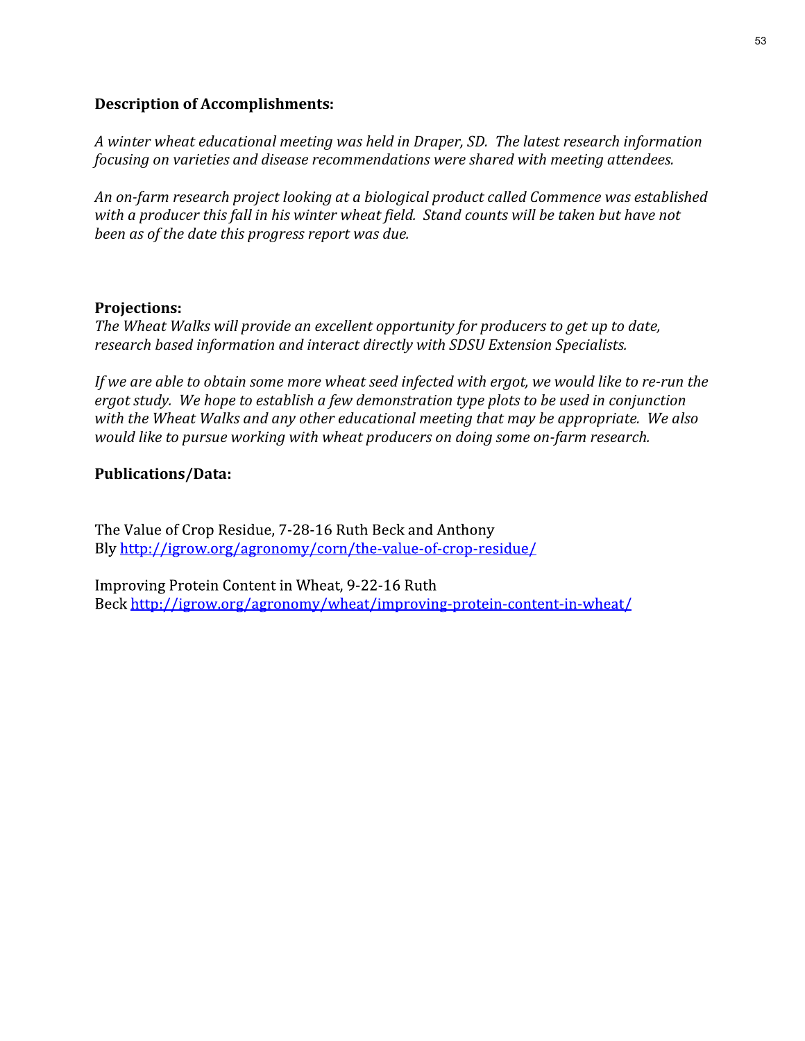**Description of Accomplishments:**

*A winter wheat educational meeting was held in Draper, SD. The latest research information focusing on varieties and disease recommendations were shared with meeting attendees.*

*An on-farm research project looking at a biological product called Commence was established with a producer this fall in his winter wheat field. Stand counts will be taken but have not been as of the date this progress report was due.*

**Projections:**

*The Wheat Walks will provide an excellent opportunity for producers to get up to date, research based information and interact directly with SDSU Extension Specialists.*

*If we are able to obtain some more wheat seed infected with ergot, we would like to re-run the ergot study. We hope to establish a few demonstration type plots to be used in conjunction with the Wheat Walks and any other educational meeting that may be appropriate. We also would like to pursue working with wheat producers on doing some on-farm research.*

**Publications/Data:**

The Value of Crop Residue, 7-28-16 Ruth Beck and Anthony Bly http://igrow.org/agronomy/corn/the-value-of-crop-residue/

Improving Protein Content in Wheat, 9-22-16 Ruth Beck http://igrow.org/agronomy/wheat/improving-protein-content-in-wheat/